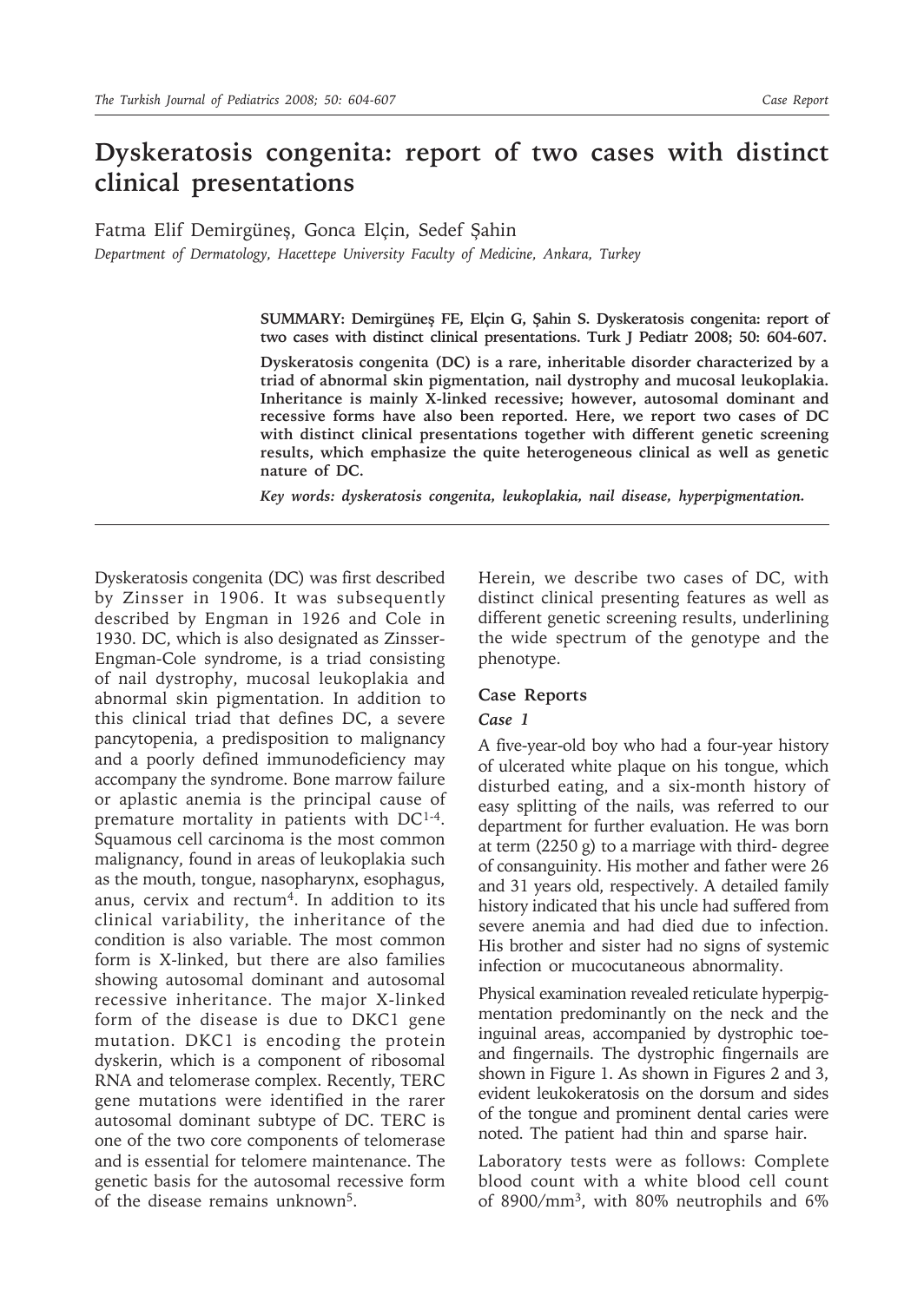# Dyskeratosis congenita: report of two cases with distinct clinical presentations

Fatma Elif Demirgüneş, Gonca Elçin, Sedef Şahin

*Department of Dermatology, Hacettepe University Faculty of Medicine, Ankara, Turkey*

**SUMMARY: Demirgüneş FE, Elçin G, Şahin S. Dyskeratosis congenita: report of two cases with distinct clinical presentations. Turk J Pediatr 2008; 50: 604-607.**

**Dyskeratosis congenita (DC) is a rare, inheritable disorder characterized by a triad of abnormal skin pigmentation, nail dystrophy and mucosal leukoplakia. Inheritance is mainly X-linked recessive; however, autosomal dominant and recessive forms have also been reported. Here, we report two cases of DC with distinct clinical presentations together with different genetic screening results, which emphasize the quite heterogeneous clinical as well as genetic nature of DC.**

***Key words: dyskeratosis congenita, leukoplakia, nail disease, hyperpigmentation.***

Dyskeratosis congenita (DC) was first described by Zinsser in 1906. It was subsequently described by Engman in 1926 and Cole in 1930. DC, which is also designated as Zinsser-Engman-Cole syndrome, is a triad consisting of nail dystrophy, mucosal leukoplakia and abnormal skin pigmentation. In addition to this clinical triad that defines DC, a severe pancytopenia, a predisposition to malignancy and a poorly defined immunodeficiency may accompany the syndrome. Bone marrow failure or aplastic anemia is the principal cause of premature mortality in patients with DC[1-4]. Squamous cell carcinoma is the most common malignancy, found in areas of leukoplakia such as the mouth, tongue, nasopharynx, esophagus, anus, cervix and rectum[4]. In addition to its clinical variability, the inheritance of the condition is also variable. The most common form is X-linked, but there are also families showing autosomal dominant and autosomal recessive inheritance. The major X-linked form of the disease is due to DKC1 gene mutation. DKC1 is encoding the protein dyskerin, which is a component of ribosomal RNA and telomerase complex. Recently, TERC gene mutations were identified in the rarer autosomal dominant subtype of DC. TERC is one of the two core components of telomerase and is essential for telomere maintenance. The genetic basis for the autosomal recessive form of the disease remains unknown[5].

Herein, we describe two cases of DC, with distinct clinical presenting features as well as different genetic screening results, underlining the wide spectrum of the genotype and the phenotype.

## Case Reports

### Case 1

A five-year-old boy who had a four-year history of ulcerated white plaque on his tongue, which disturbed eating, and a six-month history of easy splitting of the nails, was referred to our department for further evaluation. He was born at term (2250 g) to a marriage with third- degree of consanguinity. His mother and father were 26 and 31 years old, respectively. A detailed family history indicated that his uncle had suffered from severe anemia and had died due to infection. His brother and sister had no signs of systemic infection or mucocutaneous abnormality.

Physical examination revealed reticulate hyperpigmentation predominantly on the neck and the inguinal areas, accompanied by dystrophic toe- and fingernails. The dystrophic fingernails are shown in Figure 1. As shown in Figures 2 and 3, evident leukokeratosis on the dorsum and sides of the tongue and prominent dental caries were noted. The patient had thin and sparse hair.

Laboratory tests were as follows: Complete blood count with a white blood cell count of 8900/mm$^3$, with 80% neutrophils and 6%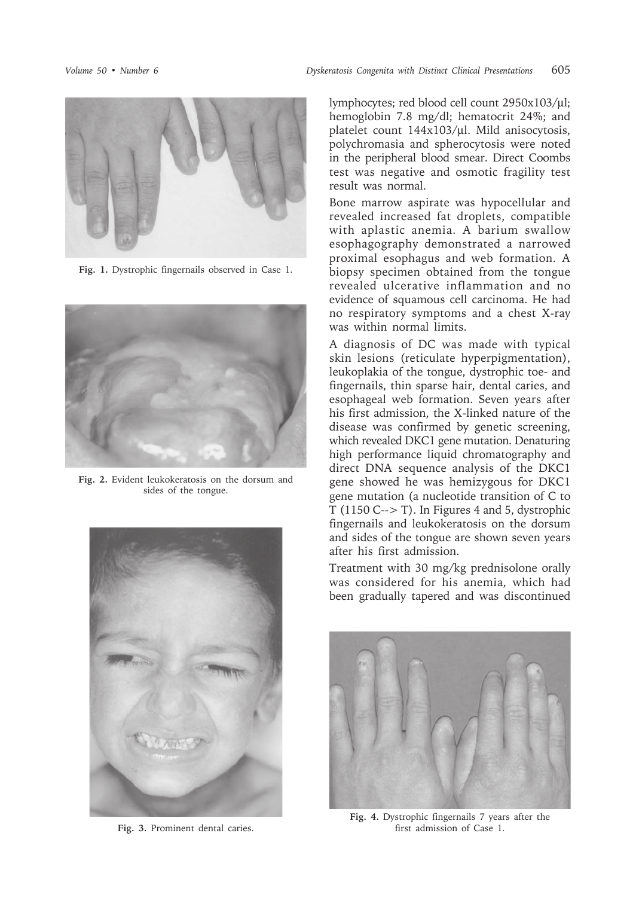Fig. 1. Dystrophic fingernails observed in Case 1.

Fig. 2. Evident leukokeratosis on the dorsum and sides of the tongue.

Fig. 3. Prominent dental caries.

lymphocytes; red blood cell count 2950x103/μl; hemoglobin 7.8 mg/dl; hematocrit 24%; and platelet count 144x103/μl. Mild anisocytosis, polychromasia and spherocytosis were noted in the peripheral blood smear. Direct Coombs test was negative and osmotic fragility test result was normal.

Bone marrow aspirate was hypocellular and revealed increased fat droplets, compatible with aplastic anemia. A barium swallow esophagography demonstrated a narrowed proximal esophagus and web formation. A biopsy specimen obtained from the tongue revealed ulcerative inflammation and no evidence of squamous cell carcinoma. He had no respiratory symptoms and a chest X-ray was within normal limits.

A diagnosis of DC was made with typical skin lesions (reticulate hyperpigmentation), leukoplakia of the tongue, dystrophic toe- and fingernails, thin sparse hair, dental caries, and esophageal web formation. Seven years after his first admission, the X-linked nature of the disease was confirmed by genetic screening, which revealed DKC1 gene mutation. Denaturing high performance liquid chromatography and direct DNA sequence analysis of the DKC1 gene showed he was hemizygous for DKC1 gene mutation (a nucleotide transition of C to T (1150 C--> T). In Figures 4 and 5, dystrophic fingernails and leukokeratosis on the dorsum and sides of the tongue are shown seven years after his first admission.

Treatment with 30 mg/kg prednisolone orally was considered for his anemia, which had been gradually tapered and was discontinued

Fig. 4. Dystrophic fingernails 7 years after the first admission of Case 1.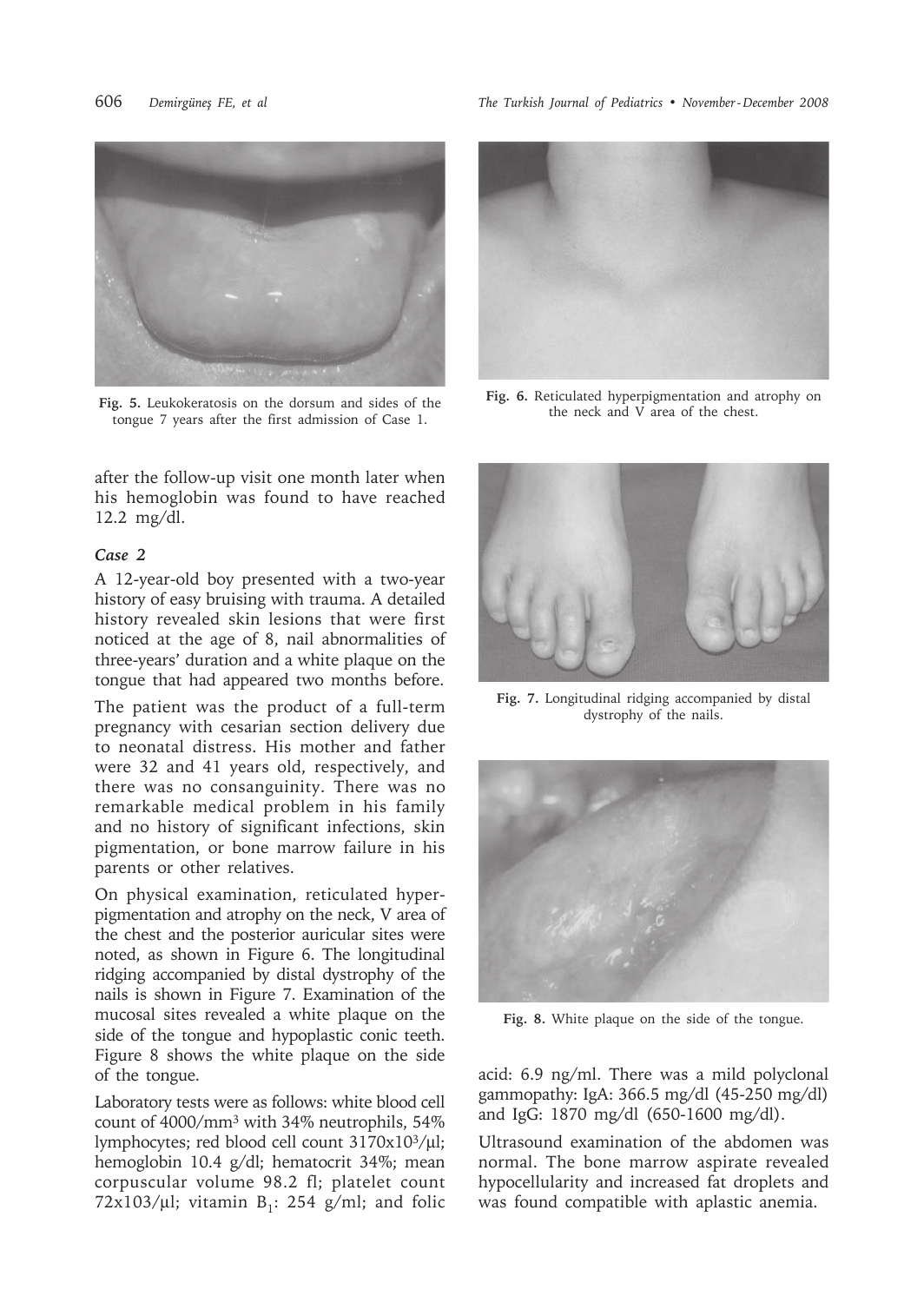Fig. 5. Leukokeratosis on the dorsum and sides of the tongue 7 years after the first admission of Case 1.

after the follow-up visit one month later when his hemoglobin was found to have reached 12.2 mg/dl.

### *Case 2*

A 12-year-old boy presented with a two-year history of easy bruising with trauma. A detailed history revealed skin lesions that were first noticed at the age of 8, nail abnormalities of three-years' duration and a white plaque on the tongue that had appeared two months before.

The patient was the product of a full-term pregnancy with cesarian section delivery due to neonatal distress. His mother and father were 32 and 41 years old, respectively, and there was no consanguinity. There was no remarkable medical problem in his family and no history of significant infections, skin pigmentation, or bone marrow failure in his parents or other relatives.

On physical examination, reticulated hyperpigmentation and atrophy on the neck, V area of the chest and the posterior auricular sites were noted, as shown in Figure 6. The longitudinal ridging accompanied by distal dystrophy of the nails is shown in Figure 7. Examination of the mucosal sites revealed a white plaque on the side of the tongue and hypoplastic conic teeth. Figure 8 shows the white plaque on the side of the tongue.

Laboratory tests were as follows: white blood cell count of 4000/mm$^3$ with 34% neutrophils, 54% lymphocytes; red blood cell count 3170x10$^3$/µl; hemoglobin 10.4 g/dl; hematocrit 34%; mean corpuscular volume 98.2 fl; platelet count 72x103/µl; vitamin $B_1$: 254 g/ml; and folic acid: 6.9 ng/ml. There was a mild polyclonal gammopathy: IgA: 366.5 mg/dl (45-250 mg/dl) and IgG: 1870 mg/dl (650-1600 mg/dl).

Ultrasound examination of the abdomen was normal. The bone marrow aspirate revealed hypocellularity and increased fat droplets and was found compatible with aplastic anemia.

Fig. 6. Reticulated hyperpigmentation and atrophy on the neck and V area of the chest.

Fig. 7. Longitudinal ridging accompanied by distal dystrophy of the nails.

Fig. 8. White plaque on the side of the tongue.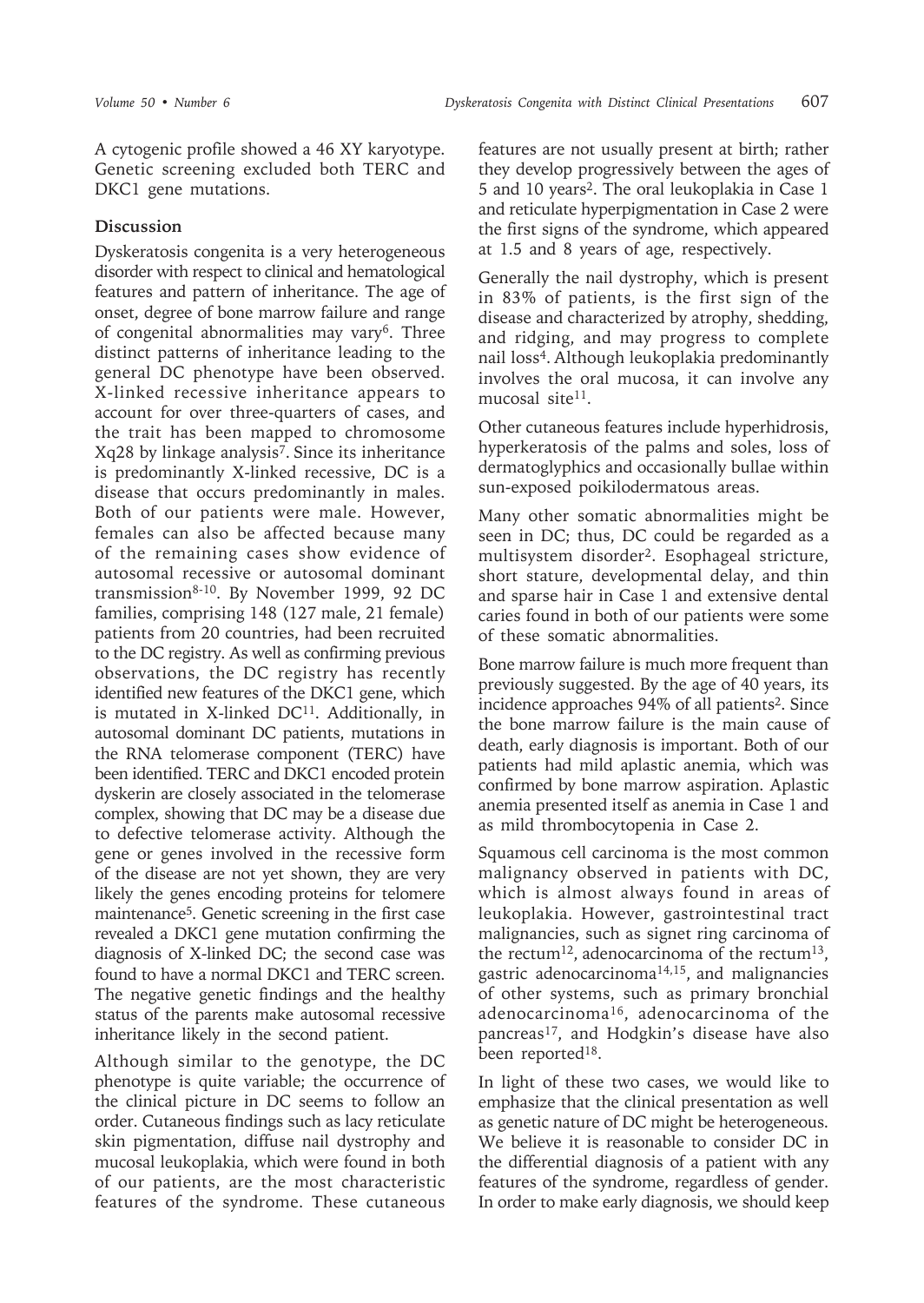A cytogenic profile showed a 46 XY karyotype. Genetic screening excluded both TERC and DKC1 gene mutations.

## Discussion

Dyskeratosis congenita is a very heterogeneous disorder with respect to clinical and hematological features and pattern of inheritance. The age of onset, degree of bone marrow failure and range of congenital abnormalities may vary[6]. Three distinct patterns of inheritance leading to the general DC phenotype have been observed. X-linked recessive inheritance appears to account for over three-quarters of cases, and the trait has been mapped to chromosome Xq28 by linkage analysis[7]. Since its inheritance is predominantly X-linked recessive, DC is a disease that occurs predominantly in males. Both of our patients were male. However, females can also be affected because many of the remaining cases show evidence of autosomal recessive or autosomal dominant transmission[8-10]. By November 1999, 92 DC families, comprising 148 (127 male, 21 female) patients from 20 countries, had been recruited to the DC registry. As well as confirming previous observations, the DC registry has recently identified new features of the DKC1 gene, which is mutated in X-linked DC[11]. Additionally, in autosomal dominant DC patients, mutations in the RNA telomerase component (TERC) have been identified. TERC and DKC1 encoded protein dyskerin are closely associated in the telomerase complex, showing that DC may be a disease due to defective telomerase activity. Although the gene or genes involved in the recessive form of the disease are not yet shown, they are very likely the genes encoding proteins for telomere maintenance[5]. Genetic screening in the first case revealed a DKC1 gene mutation confirming the diagnosis of X-linked DC; the second case was found to have a normal DKC1 and TERC screen. The negative genetic findings and the healthy status of the parents make autosomal recessive inheritance likely in the second patient.

Although similar to the genotype, the DC phenotype is quite variable; the occurrence of the clinical picture in DC seems to follow an order. Cutaneous findings such as lacy reticulate skin pigmentation, diffuse nail dystrophy and mucosal leukoplakia, which were found in both of our patients, are the most characteristic features of the syndrome. These cutaneous features are not usually present at birth; rather they develop progressively between the ages of 5 and 10 years[2]. The oral leukoplakia in Case 1 and reticulate hyperpigmentation in Case 2 were the first signs of the syndrome, which appeared at 1.5 and 8 years of age, respectively.

Generally the nail dystrophy, which is present in 83% of patients, is the first sign of the disease and characterized by atrophy, shedding, and ridging, and may progress to complete nail loss[4]. Although leukoplakia predominantly involves the oral mucosa, it can involve any mucosal site[11].

Other cutaneous features include hyperhidrosis, hyperkeratosis of the palms and soles, loss of dermatoglyphics and occasionally bullae within sun-exposed poikilodermatous areas.

Many other somatic abnormalities might be seen in DC; thus, DC could be regarded as a multisystem disorder[2]. Esophageal stricture, short stature, developmental delay, and thin and sparse hair in Case 1 and extensive dental caries found in both of our patients were some of these somatic abnormalities.

Bone marrow failure is much more frequent than previously suggested. By the age of 40 years, its incidence approaches 94% of all patients[2]. Since the bone marrow failure is the main cause of death, early diagnosis is important. Both of our patients had mild aplastic anemia, which was confirmed by bone marrow aspiration. Aplastic anemia presented itself as anemia in Case 1 and as mild thrombocytopenia in Case 2.

Squamous cell carcinoma is the most common malignancy observed in patients with DC, which is almost always found in areas of leukoplakia. However, gastrointestinal tract malignancies, such as signet ring carcinoma of the rectum[12], adenocarcinoma of the rectum[13], gastric adenocarcinoma[14,15], and malignancies of other systems, such as primary bronchial adenocarcinoma[16], adenocarcinoma of the pancreas[17], and Hodgkin's disease have also been reported[18].

In light of these two cases, we would like to emphasize that the clinical presentation as well as genetic nature of DC might be heterogeneous. We believe it is reasonable to consider DC in the differential diagnosis of a patient with any features of the syndrome, regardless of gender. In order to make early diagnosis, we should keep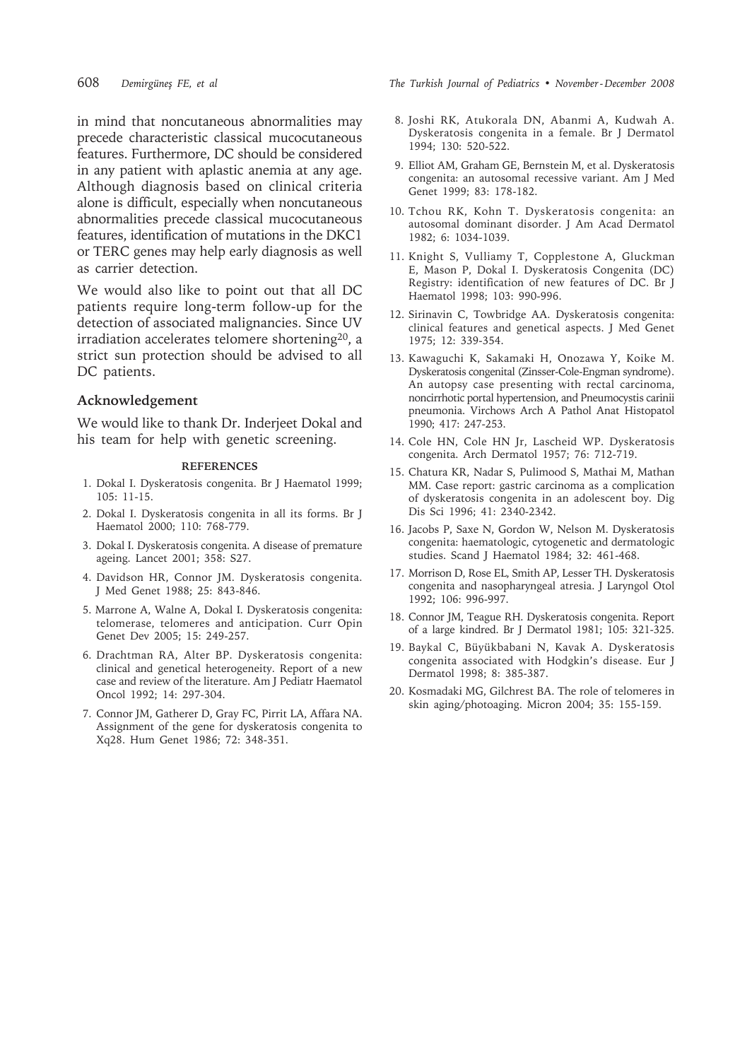in mind that noncutaneous abnormalities may precede characteristic classical mucocutaneous features. Furthermore, DC should be considered in any patient with aplastic anemia at any age. Although diagnosis based on clinical criteria alone is difficult, especially when noncutaneous abnormalities precede classical mucocutaneous features, identification of mutations in the DKC1 or TERC genes may help early diagnosis as well as carrier detection.

We would also like to point out that all DC patients require long-term follow-up for the detection of associated malignancies. Since UV irradiation accelerates telomere shortening[20], a strict sun protection should be advised to all DC patients.

## Acknowledgement

We would like to thank Dr. Inderjeet Dokal and his team for help with genetic screening.

### REFERENCES

1. Dokal I. Dyskeratosis congenita. Br J Haematol 1999; 105: 11-15.
2. Dokal I. Dyskeratosis congenita in all its forms. Br J Haematol 2000; 110: 768-779.
3. Dokal I. Dyskeratosis congenita. A disease of premature ageing. Lancet 2001; 358: S27.
4. Davidson HR, Connor JM. Dyskeratosis congenita. J Med Genet 1988; 25: 843-846.
5. Marrone A, Walne A, Dokal I. Dyskeratosis congenita: telomerase, telomeres and anticipation. Curr Opin Genet Dev 2005; 15: 249-257.
6. Drachtman RA, Alter BP. Dyskeratosis congenita: clinical and genetical heterogeneity. Report of a new case and review of the literature. Am J Pediatr Haematol Oncol 1992; 14: 297-304.
7. Connor JM, Gatherer D, Gray FC, Pirrit LA, Affara NA. Assignment of the gene for dyskeratosis congenita to Xq28. Hum Genet 1986; 72: 348-351.
8. Joshi RK, Atukorala DN, Abanmi A, Kudwah A. Dyskeratosis congenita in a female. Br J Dermatol 1994; 130: 520-522.
9. Elliot AM, Graham GE, Bernstein M, et al. Dyskeratosis congenita: an autosomal recessive variant. Am J Med Genet 1999; 83: 178-182.
10. Tchou RK, Kohn T. Dyskeratosis congenita: an autosomal dominant disorder. J Am Acad Dermatol 1982; 6: 1034-1039.
11. Knight S, Vulliamy T, Copplestone A, Gluckman E, Mason P, Dokal I. Dyskeratosis Congenita (DC) Registry: identification of new features of DC. Br J Haematol 1998; 103: 990-996.
12. Sirinavin C, Towbridge AA. Dyskeratosis congenita: clinical features and genetical aspects. J Med Genet 1975; 12: 339-354.
13. Kawaguchi K, Sakamaki H, Onozawa Y, Koike M. Dyskeratosis congenital (Zinsser-Cole-Engman syndrome). An autopsy case presenting with rectal carcinoma, noncirrhotic portal hypertension, and Pneumocystis carinii pneumonia. Virchows Arch A Pathol Anat Histopatol 1990; 417: 247-253.
14. Cole HN, Cole HN Jr, Lascheid WP. Dyskeratosis congenita. Arch Dermatol 1957; 76: 712-719.
15. Chatura KR, Nadar S, Pulimood S, Mathai M, Mathan MM. Case report: gastric carcinoma as a complication of dyskeratosis congenita in an adolescent boy. Dig Dis Sci 1996; 41: 2340-2342.
16. Jacobs P, Saxe N, Gordon W, Nelson M. Dyskeratosis congenita: haematologic, cytogenetic and dermatologic studies. Scand J Haematol 1984; 32: 461-468.
17. Morrison D, Rose EL, Smith AP, Lesser TH. Dyskeratosis congenita and nasopharyngeal atresia. J Laryngol Otol 1992; 106: 996-997.
18. Connor JM, Teague RH. Dyskeratosis congenita. Report of a large kindred. Br J Dermatol 1981; 105: 321-325.
19. Baykal C, Büyükbabani N, Kavak A. Dyskeratosis congenita associated with Hodgkin's disease. Eur J Dermatol 1998; 8: 385-387.
20. Kosmadaki MG, Gilchrest BA. The role of telomeres in skin aging/photoaging. Micron 2004; 35: 155-159.